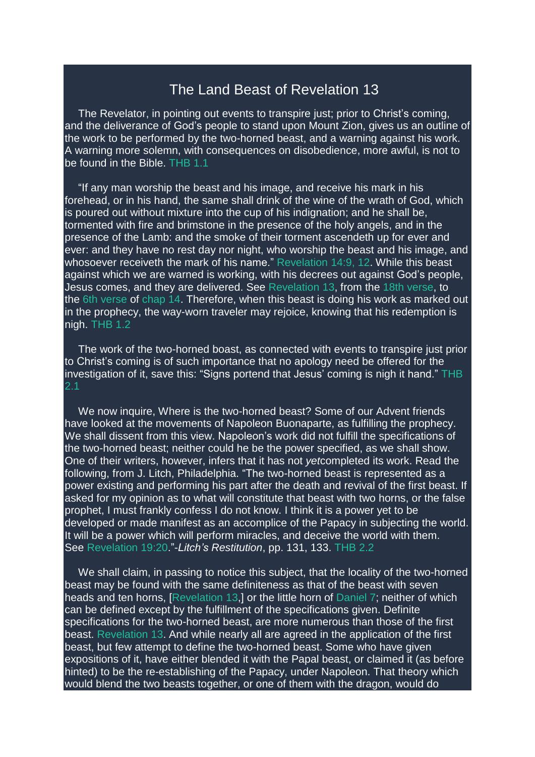# The Land Beast of Revelation 13

The Revelator, in pointing out events to transpire just; prior to Christ's coming, and the deliverance of God's people to stand upon Mount Zion, gives us an outline of the work to be performed by the two-horned beast, and a warning against his work. A warning more solemn, with consequences on disobedience, more awful, is not to be found in the Bible. THB 1.1

"If any man worship the beast and his image, and receive his mark in his forehead, or in his hand, the same shall drink of the wine of the wrath of God, which is poured out without mixture into the cup of his indignation; and he shall be, tormented with fire and brimstone in the presence of the holy angels, and in the presence of the Lamb: and the smoke of their torment ascendeth up for ever and ever: and they have no rest day nor night, who worship the beast and his image, and whosoever receiveth the mark of his name." Revelation 14:9, 12. While this beast against which we are warned is working, with his decrees out against God's people, Jesus comes, and they are delivered. See Revelation 13, from the 18th verse, to the 6th verse of chap 14. Therefore, when this beast is doing his work as marked out in the prophecy, the way-worn traveler may rejoice, knowing that his redemption is nigh. THB 1.2

The work of the two-horned boast, as connected with events to transpire just prior to Christ's coming is of such importance that no apology need be offered for the investigation of it, save this: "Signs portend that Jesus' coming is nigh it hand." THB 2.1

We now inquire, Where is the two-horned beast? Some of our Advent friends have looked at the movements of Napoleon Buonaparte, as fulfilling the prophecy. We shall dissent from this view. Napoleon's work did not fulfill the specifications of the two-horned beast; neither could he be the power specified, as we shall show. One of their writers, however, infers that it has not *yet*completed its work. Read the following, from J. Litch, Philadelphia. "The two-horned beast is represented as a power existing and performing his part after the death and revival of the first beast. If asked for my opinion as to what will constitute that beast with two horns, or the false prophet, I must frankly confess I do not know. I think it is a power yet to be developed or made manifest as an accomplice of the Papacy in subjecting the world. It will be a power which will perform miracles, and deceive the world with them. See Revelation 19:20."-*Litch's Restitution*, pp. 131, 133. THB 2.2

We shall claim, in passing to notice this subject, that the locality of the two-horned beast may be found with the same definiteness as that of the beast with seven heads and ten horns, [Revelation 13,] or the little horn of Daniel 7; neither of which can be defined except by the fulfillment of the specifications given. Definite specifications for the two-horned beast, are more numerous than those of the first beast. Revelation 13. And while nearly all are agreed in the application of the first beast, but few attempt to define the two-horned beast. Some who have given expositions of it, have either blended it with the Papal beast, or claimed it (as before hinted) to be the re-establishing of the Papacy, under Napoleon. That theory which would blend the two beasts together, or one of them with the dragon, would do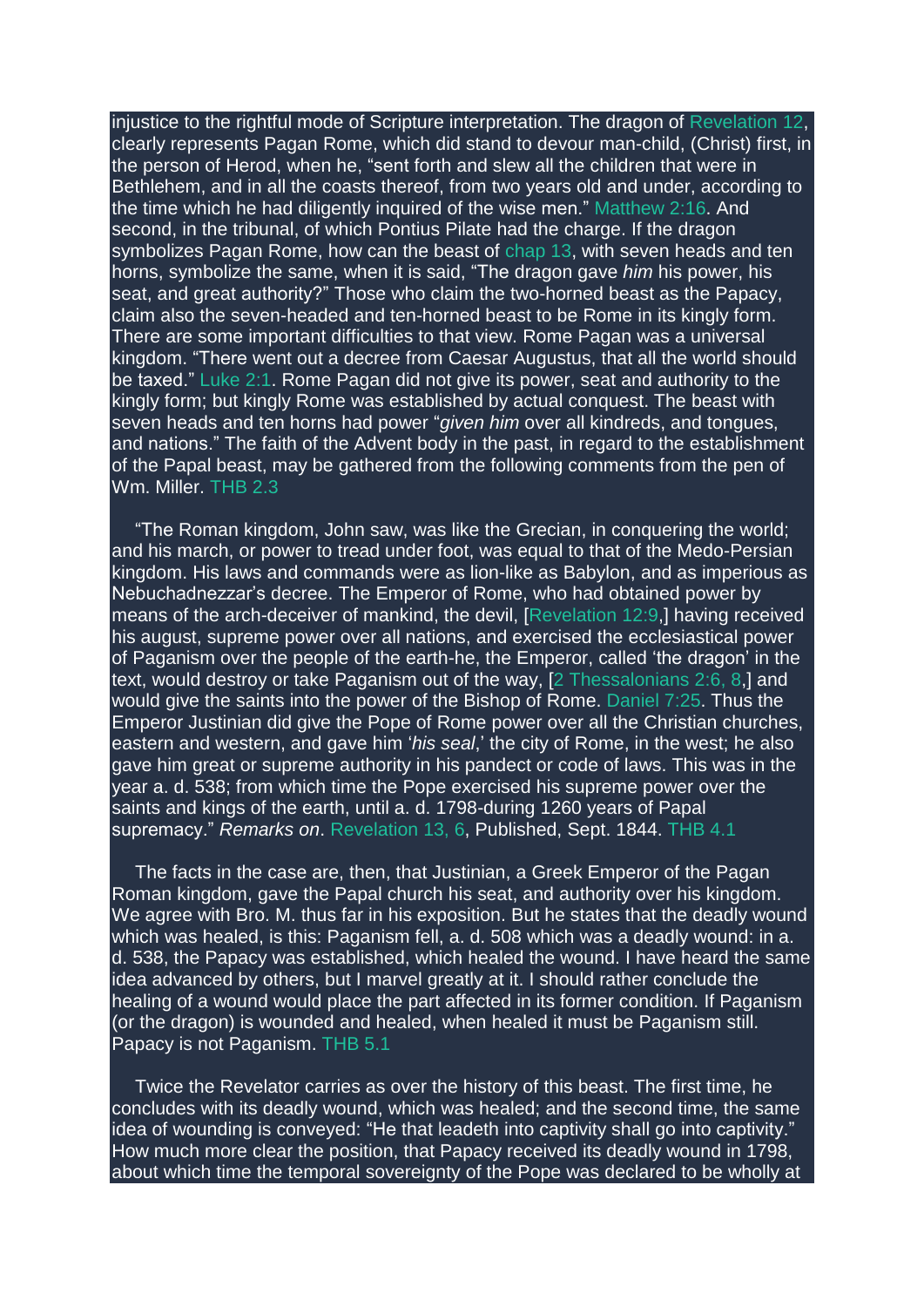injustice to the rightful mode of Scripture interpretation. The dragon of Revelation 12, clearly represents Pagan Rome, which did stand to devour man-child, (Christ) first, in the person of Herod, when he, "sent forth and slew all the children that were in Bethlehem, and in all the coasts thereof, from two years old and under, according to the time which he had diligently inquired of the wise men." Matthew 2:16. And second, in the tribunal, of which Pontius Pilate had the charge. If the dragon symbolizes Pagan Rome, how can the beast of chap 13, with seven heads and ten horns, symbolize the same, when it is said, "The dragon gave *him* his power, his seat, and great authority?" Those who claim the two-horned beast as the Papacy, claim also the seven-headed and ten-horned beast to be Rome in its kingly form. There are some important difficulties to that view. Rome Pagan was a universal kingdom. "There went out a decree from Caesar Augustus, that all the world should be taxed." Luke 2:1. Rome Pagan did not give its power, seat and authority to the kingly form; but kingly Rome was established by actual conquest. The beast with seven heads and ten horns had power "*given him* over all kindreds, and tongues, and nations." The faith of the Advent body in the past, in regard to the establishment of the Papal beast, may be gathered from the following comments from the pen of Wm. Miller. THB 2.3

"The Roman kingdom, John saw, was like the Grecian, in conquering the world; and his march, or power to tread under foot, was equal to that of the Medo-Persian kingdom. His laws and commands were as lion-like as Babylon, and as imperious as Nebuchadnezzar's decree. The Emperor of Rome, who had obtained power by means of the arch-deceiver of mankind, the devil, [Revelation 12:9,] having received his august, supreme power over all nations, and exercised the ecclesiastical power of Paganism over the people of the earth-he, the Emperor, called 'the dragon' in the text, would destroy or take Paganism out of the way, [2 Thessalonians 2:6, 8,] and would give the saints into the power of the Bishop of Rome. Daniel 7:25. Thus the Emperor Justinian did give the Pope of Rome power over all the Christian churches, eastern and western, and gave him '*his seal*,' the city of Rome, in the west; he also gave him great or supreme authority in his pandect or code of laws. This was in the year a. d. 538; from which time the Pope exercised his supreme power over the saints and kings of the earth, until a. d. 1798-during 1260 years of Papal supremacy." *Remarks on*. Revelation 13, 6, Published, Sept. 1844. THB 4.1

The facts in the case are, then, that Justinian, a Greek Emperor of the Pagan Roman kingdom, gave the Papal church his seat, and authority over his kingdom. We agree with Bro. M. thus far in his exposition. But he states that the deadly wound which was healed, is this: Paganism fell, a. d. 508 which was a deadly wound: in a. d. 538, the Papacy was established, which healed the wound. I have heard the same idea advanced by others, but I marvel greatly at it. I should rather conclude the healing of a wound would place the part affected in its former condition. If Paganism (or the dragon) is wounded and healed, when healed it must be Paganism still. Papacy is not Paganism. THB 5.1

Twice the Revelator carries as over the history of this beast. The first time, he concludes with its deadly wound, which was healed; and the second time, the same idea of wounding is conveyed: "He that leadeth into captivity shall go into captivity." How much more clear the position, that Papacy received its deadly wound in 1798, about which time the temporal sovereignty of the Pope was declared to be wholly at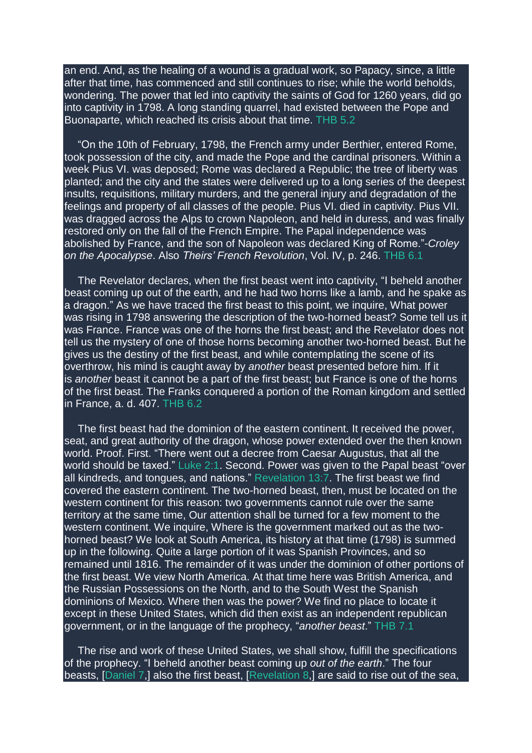an end. And, as the healing of a wound is a gradual work, so Papacy, since, a little after that time, has commenced and still continues to rise; while the world beholds, wondering. The power that led into captivity the saints of God for 1260 years, did go into captivity in 1798. A long standing quarrel, had existed between the Pope and Buonaparte, which reached its crisis about that time. THB 5.2

"On the 10th of February, 1798, the French army under Berthier, entered Rome, took possession of the city, and made the Pope and the cardinal prisoners. Within a week Pius VI. was deposed; Rome was declared a Republic; the tree of liberty was planted; and the city and the states were delivered up to a long series of the deepest insults, requisitions, military murders, and the general injury and degradation of the feelings and property of all classes of the people. Pius VI. died in captivity. Pius VII. was dragged across the Alps to crown Napoleon, and held in duress, and was finally restored only on the fall of the French Empire. The Papal independence was abolished by France, and the son of Napoleon was declared King of Rome."-*Croley on the Apocalypse*. Also *Theirs' French Revolution*, Vol. IV, p. 246. THB 6.1

The Revelator declares, when the first beast went into captivity, "I beheld another beast coming up out of the earth, and he had two horns like a lamb, and he spake as a dragon." As we have traced the first beast to this point, we inquire, What power was rising in 1798 answering the description of the two-horned beast? Some tell us it was France. France was one of the horns the first beast; and the Revelator does not tell us the mystery of one of those horns becoming another two-horned beast. But he gives us the destiny of the first beast, and while contemplating the scene of its overthrow, his mind is caught away by *another* beast presented before him. If it is *another* beast it cannot be a part of the first beast; but France is one of the horns of the first beast. The Franks conquered a portion of the Roman kingdom and settled in France, a. d. 407. THB 6.2

The first beast had the dominion of the eastern continent. It received the power, seat, and great authority of the dragon, whose power extended over the then known world. Proof. First. "There went out a decree from Caesar Augustus, that all the world should be taxed." Luke 2:1. Second. Power was given to the Papal beast "over all kindreds, and tongues, and nations." Revelation 13:7. The first beast we find covered the eastern continent. The two-horned beast, then, must be located on the western continent for this reason: two governments cannot rule over the same territory at the same time, Our attention shall be turned for a few moment to the western continent. We inquire, Where is the government marked out as the two-horned beast? We look at South America, its history at that time (1798) is summed up in the following. Quite a large portion of it was Spanish Provinces, and so remained until 1816. The remainder of it was under the dominion of other portions of the first beast. We view North America. At that time here was British America, and the Russian Possessions on the North, and to the South West the Spanish dominions of Mexico. Where then was the power? We find no place to locate it except in these United States, which did then exist as an independent republican government, or in the language of the prophecy, "*another beast*." THB 7.1

The rise and work of these United States, we shall show, fulfill the specifications of the prophecy. "I beheld another beast coming up *out of the earth*." The four beasts, [Daniel 7,] also the first beast, [Revelation 8,] are said to rise out of the sea,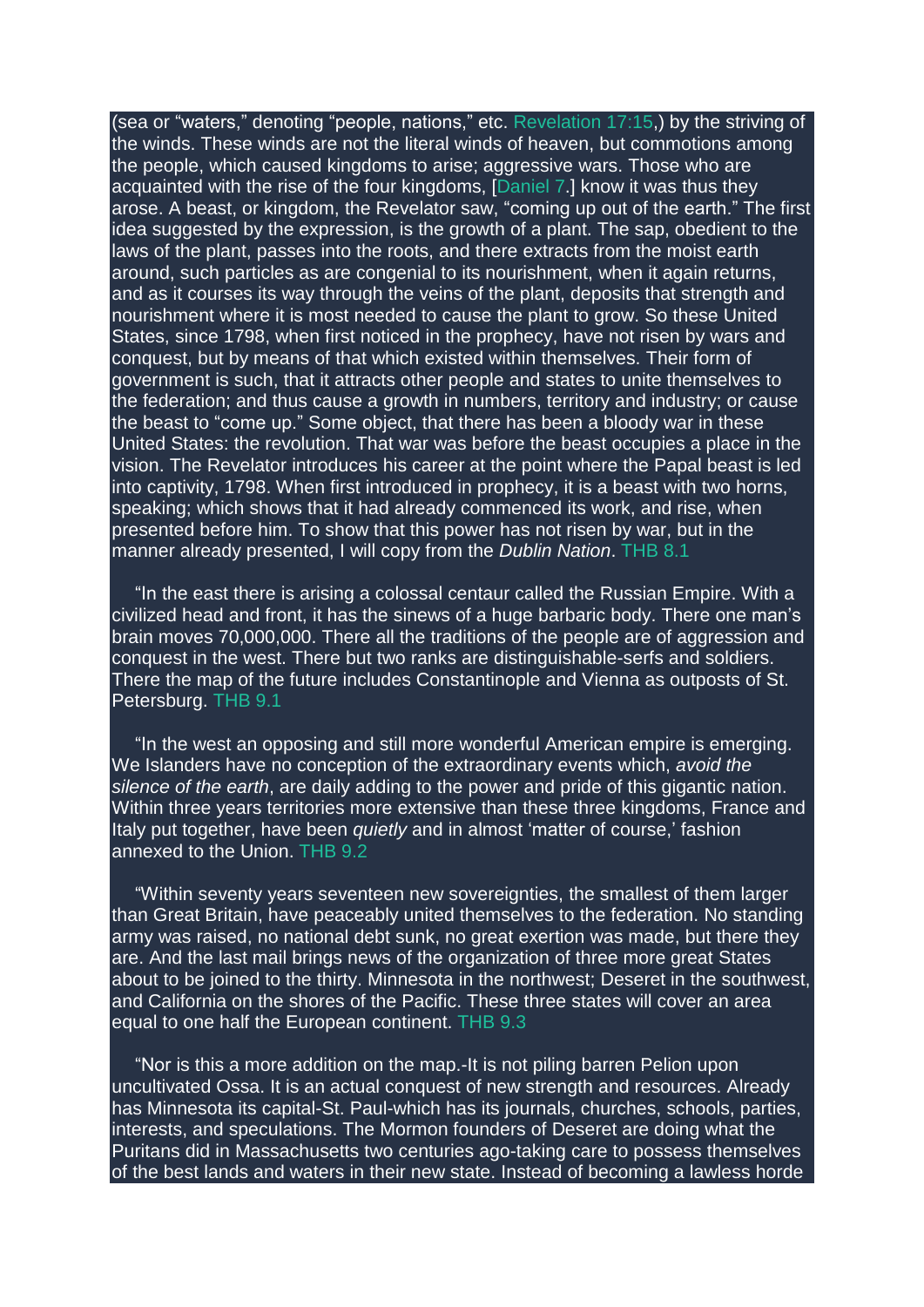(sea or "waters," denoting "people, nations," etc. Revelation 17:15,) by the striving of the winds. These winds are not the literal winds of heaven, but commotions among the people, which caused kingdoms to arise; aggressive wars. Those who are acquainted with the rise of the four kingdoms, [Daniel 7.] know it was thus they arose. A beast, or kingdom, the Revelator saw, "coming up out of the earth." The first idea suggested by the expression, is the growth of a plant. The sap, obedient to the laws of the plant, passes into the roots, and there extracts from the moist earth around, such particles as are congenial to its nourishment, when it again returns, and as it courses its way through the veins of the plant, deposits that strength and nourishment where it is most needed to cause the plant to grow. So these United States, since 1798, when first noticed in the prophecy, have not risen by wars and conquest, but by means of that which existed within themselves. Their form of government is such, that it attracts other people and states to unite themselves to the federation; and thus cause a growth in numbers, territory and industry; or cause the beast to "come up." Some object, that there has been a bloody war in these United States: the revolution. That war was before the beast occupies a place in the vision. The Revelator introduces his career at the point where the Papal beast is led into captivity, 1798. When first introduced in prophecy, it is a beast with two horns, speaking; which shows that it had already commenced its work, and rise, when presented before him. To show that this power has not risen by war, but in the manner already presented, I will copy from the *Dublin Nation*. THB 8.1

"In the east there is arising a colossal centaur called the Russian Empire. With a civilized head and front, it has the sinews of a huge barbaric body. There one man's brain moves 70,000,000. There all the traditions of the people are of aggression and conquest in the west. There but two ranks are distinguishable-serfs and soldiers. There the map of the future includes Constantinople and Vienna as outposts of St. Petersburg. THB 9.1

"In the west an opposing and still more wonderful American empire is emerging. We Islanders have no conception of the extraordinary events which, *avoid the silence of the earth*, are daily adding to the power and pride of this gigantic nation. Within three years territories more extensive than these three kingdoms, France and Italy put together, have been *quietly* and in almost 'matter of course,' fashion annexed to the Union. THB 9.2

"Within seventy years seventeen new sovereignties, the smallest of them larger than Great Britain, have peaceably united themselves to the federation. No standing army was raised, no national debt sunk, no great exertion was made, but there they are. And the last mail brings news of the organization of three more great States about to be joined to the thirty. Minnesota in the northwest; Deseret in the southwest, and California on the shores of the Pacific. These three states will cover an area equal to one half the European continent. THB 9.3

"Nor is this a more addition on the map.-It is not piling barren Pelion upon uncultivated Ossa. It is an actual conquest of new strength and resources. Already has Minnesota its capital-St. Paul-which has its journals, churches, schools, parties, interests, and speculations. The Mormon founders of Deseret are doing what the Puritans did in Massachusetts two centuries ago-taking care to possess themselves of the best lands and waters in their new state. Instead of becoming a lawless horde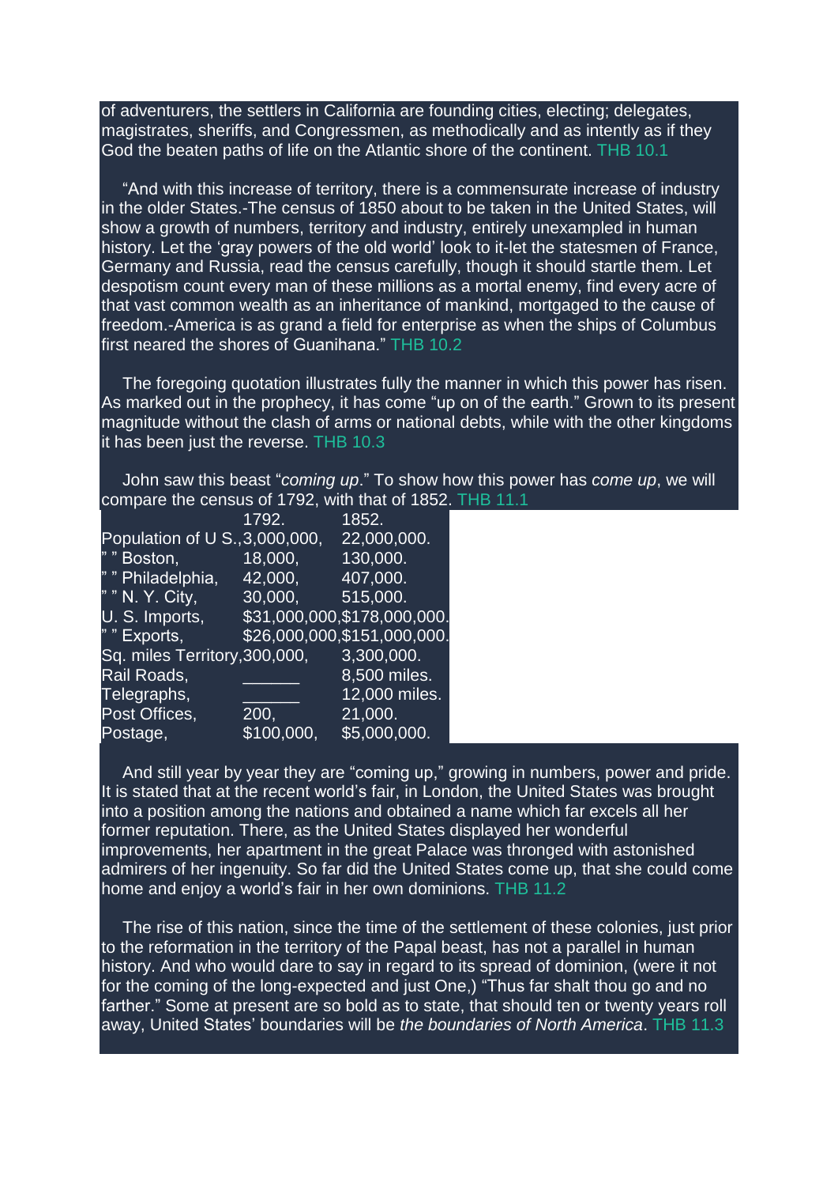of adventurers, the settlers in California are founding cities, electing; delegates, magistrates, sheriffs, and Congressmen, as methodically and as intently as if they God the beaten paths of life on the Atlantic shore of the continent. THB 10.1

"And with this increase of territory, there is a commensurate increase of industry in the older States.-The census of 1850 about to be taken in the United States, will show a growth of numbers, territory and industry, entirely unexampled in human history. Let the 'gray powers of the old world' look to it-let the statesmen of France, Germany and Russia, read the census carefully, though it should startle them. Let despotism count every man of these millions as a mortal enemy, find every acre of that vast common wealth as an inheritance of mankind, mortgaged to the cause of freedom.-America is as grand a field for enterprise as when the ships of Columbus first neared the shores of Guanihana." THB 10.2

The foregoing quotation illustrates fully the manner in which this power has risen. As marked out in the prophecy, it has come "up on of the earth." Grown to its present magnitude without the clash of arms or national debts, while with the other kingdoms it has been just the reverse. THB 10.3

John saw this beast "*coming up*." To show how this power has *come up*, we will compare the census of 1792, with that of 1852. THB 11.1

| | 1792. | 1852. |
|---|---|---|
| Population of U S., | 3,000,000, | 22,000,000. |
| " " Boston, | 18,000, | 130,000. |
| " " Philadelphia, | 42,000, | 407,000. |
| " " N. Y. City, | 30,000, | 515,000. |
| U. S. Imports, | $31,000,000, | $178,000,000. |
| " " Exports, | $26,000,000, | $151,000,000. |
| Sq. miles Territory, | 300,000, | 3,300,000. |
| Rail Roads, | _______ | 8,500 miles. |
| Telegraphs, | _______ | 12,000 miles. |
| Post Offices, | 200, | 21,000. |
| Postage, | $100,000, | $5,000,000. |

And still year by year they are "coming up," growing in numbers, power and pride. It is stated that at the recent world's fair, in London, the United States was brought into a position among the nations and obtained a name which far excels all her former reputation. There, as the United States displayed her wonderful improvements, her apartment in the great Palace was thronged with astonished admirers of her ingenuity. So far did the United States come up, that she could come home and enjoy a world's fair in her own dominions. THB 11.2

The rise of this nation, since the time of the settlement of these colonies, just prior to the reformation in the territory of the Papal beast, has not a parallel in human history. And who would dare to say in regard to its spread of dominion, (were it not for the coming of the long-expected and just One,) "Thus far shalt thou go and no farther." Some at present are so bold as to state, that should ten or twenty years roll away, United States' boundaries will be *the boundaries of North America*. THB 11.3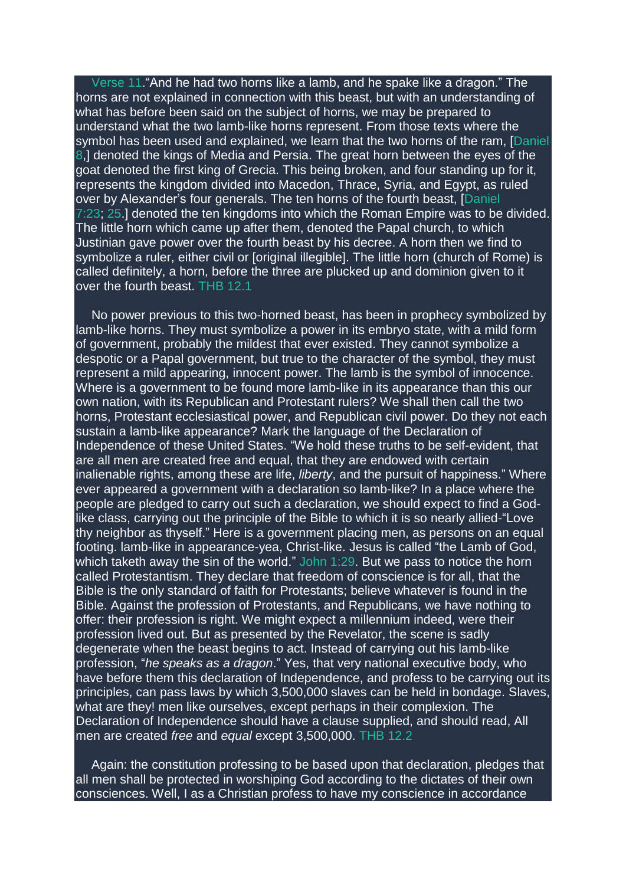Verse 11."And he had two horns like a lamb, and he spake like a dragon." The horns are not explained in connection with this beast, but with an understanding of what has before been said on the subject of horns, we may be prepared to understand what the two lamb-like horns represent. From those texts where the symbol has been used and explained, we learn that the two horns of the ram, [Daniel 8,] denoted the kings of Media and Persia. The great horn between the eyes of the goat denoted the first king of Grecia. This being broken, and four standing up for it, represents the kingdom divided into Macedon, Thrace, Syria, and Egypt, as ruled over by Alexander's four generals. The ten horns of the fourth beast, [Daniel 7:23; 25.] denoted the ten kingdoms into which the Roman Empire was to be divided. The little horn which came up after them, denoted the Papal church, to which Justinian gave power over the fourth beast by his decree. A horn then we find to symbolize a ruler, either civil or [original illegible]. The little horn (church of Rome) is called definitely, a horn, before the three are plucked up and dominion given to it over the fourth beast. THB 12.1

No power previous to this two-horned beast, has been in prophecy symbolized by lamb-like horns. They must symbolize a power in its embryo state, with a mild form of government, probably the mildest that ever existed. They cannot symbolize a despotic or a Papal government, but true to the character of the symbol, they must represent a mild appearing, innocent power. The lamb is the symbol of innocence. Where is a government to be found more lamb-like in its appearance than this our own nation, with its Republican and Protestant rulers? We shall then call the two horns, Protestant ecclesiastical power, and Republican civil power. Do they not each sustain a lamb-like appearance? Mark the language of the Declaration of Independence of these United States. "We hold these truths to be self-evident, that are all men are created free and equal, that they are endowed with certain inalienable rights, among these are life, *liberty*, and the pursuit of happiness." Where ever appeared a government with a declaration so lamb-like? In a place where the people are pledged to carry out such a declaration, we should expect to find a God-like class, carrying out the principle of the Bible to which it is so nearly allied-"Love thy neighbor as thyself." Here is a government placing men, as persons on an equal footing. lamb-like in appearance-yea, Christ-like. Jesus is called "the Lamb of God, which taketh away the sin of the world." John 1:29. But we pass to notice the horn called Protestantism. They declare that freedom of conscience is for all, that the Bible is the only standard of faith for Protestants; believe whatever is found in the Bible. Against the profession of Protestants, and Republicans, we have nothing to offer: their profession is right. We might expect a millennium indeed, were their profession lived out. But as presented by the Revelator, the scene is sadly degenerate when the beast begins to act. Instead of carrying out his lamb-like profession, "*he speaks as a dragon*." Yes, that very national executive body, who have before them this declaration of Independence, and profess to be carrying out its principles, can pass laws by which 3,500,000 slaves can be held in bondage. Slaves, what are they! men like ourselves, except perhaps in their complexion. The Declaration of Independence should have a clause supplied, and should read, All men are created *free* and *equal* except 3,500,000. THB 12.2

Again: the constitution professing to be based upon that declaration, pledges that all men shall be protected in worshiping God according to the dictates of their own consciences. Well, I as a Christian profess to have my conscience in accordance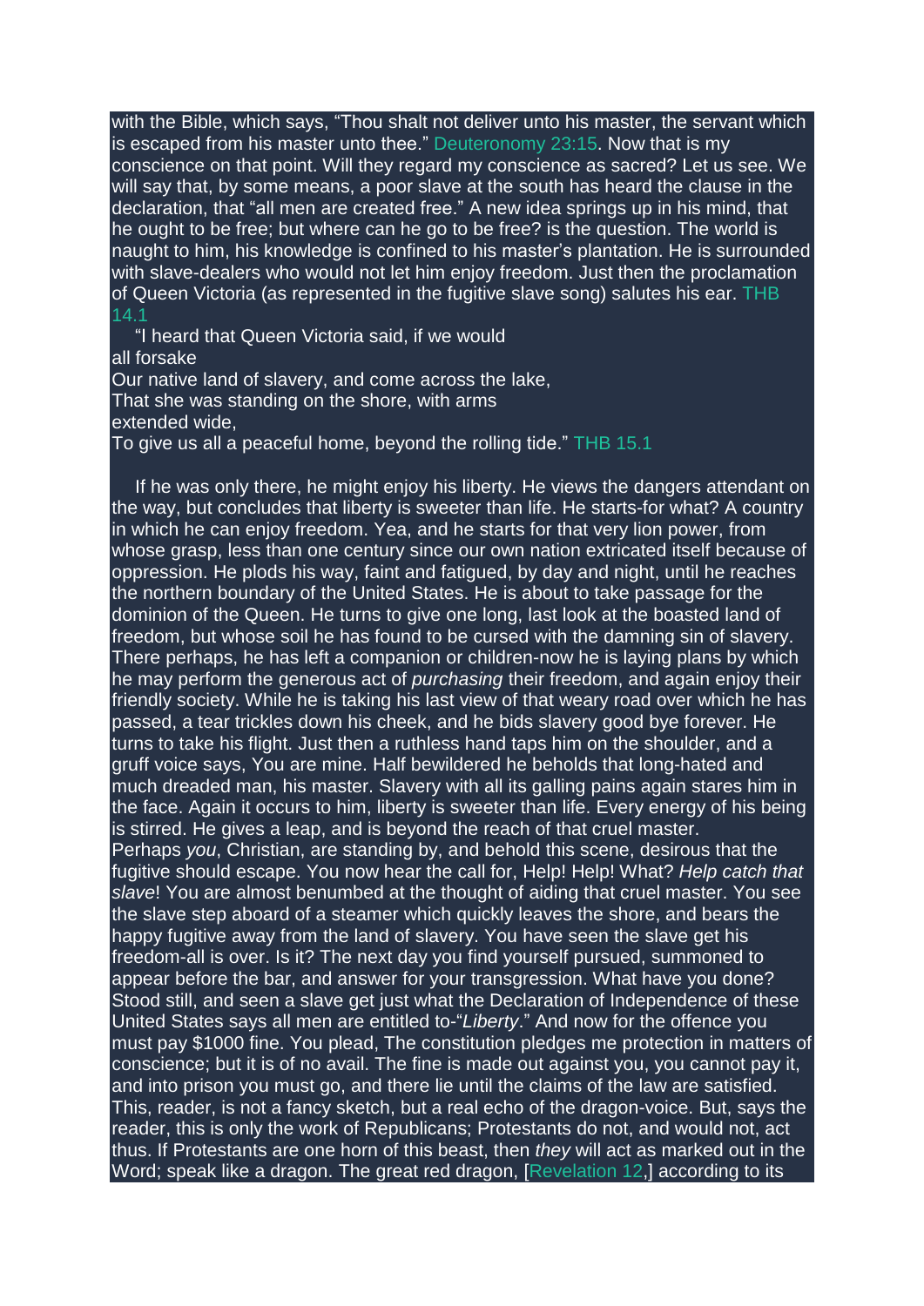with the Bible, which says, "Thou shalt not deliver unto his master, the servant which is escaped from his master unto thee." Deuteronomy 23:15. Now that is my conscience on that point. Will they regard my conscience as sacred? Let us see. We will say that, by some means, a poor slave at the south has heard the clause in the declaration, that "all men are created free." A new idea springs up in his mind, that he ought to be free; but where can he go to be free? is the question. The world is naught to him, his knowledge is confined to his master's plantation. He is surrounded with slave-dealers who would not let him enjoy freedom. Just then the proclamation of Queen Victoria (as represented in the fugitive slave song) salutes his ear. THB 14.1

"I heard that Queen Victoria said, if we would all forsake
Our native land of slavery, and come across the lake,
That she was standing on the shore, with arms extended wide,
To give us all a peaceful home, beyond the rolling tide." THB 15.1

If he was only there, he might enjoy his liberty. He views the dangers attendant on the way, but concludes that liberty is sweeter than life. He starts-for what? A country in which he can enjoy freedom. Yea, and he starts for that very lion power, from whose grasp, less than one century since our own nation extricated itself because of oppression. He plods his way, faint and fatigued, by day and night, until he reaches the northern boundary of the United States. He is about to take passage for the dominion of the Queen. He turns to give one long, last look at the boasted land of freedom, but whose soil he has found to be cursed with the damning sin of slavery. There perhaps, he has left a companion or children-now he is laying plans by which he may perform the generous act of *purchasing* their freedom, and again enjoy their friendly society. While he is taking his last view of that weary road over which he has passed, a tear trickles down his cheek, and he bids slavery good bye forever. He turns to take his flight. Just then a ruthless hand taps him on the shoulder, and a gruff voice says, You are mine. Half bewildered he beholds that long-hated and much dreaded man, his master. Slavery with all its galling pains again stares him in the face. Again it occurs to him, liberty is sweeter than life. Every energy of his being is stirred. He gives a leap, and is beyond the reach of that cruel master.
Perhaps *you*, Christian, are standing by, and behold this scene, desirous that the fugitive should escape. You now hear the call for, Help! Help! What? *Help catch that slave*! You are almost benumbed at the thought of aiding that cruel master. You see the slave step aboard of a steamer which quickly leaves the shore, and bears the happy fugitive away from the land of slavery. You have seen the slave get his freedom-all is over. Is it? The next day you find yourself pursued, summoned to appear before the bar, and answer for your transgression. What have you done? Stood still, and seen a slave get just what the Declaration of Independence of these United States says all men are entitled to-"*Liberty*." And now for the offence you must pay $1000 fine. You plead, The constitution pledges me protection in matters of conscience; but it is of no avail. The fine is made out against you, you cannot pay it, and into prison you must go, and there lie until the claims of the law are satisfied. This, reader, is not a fancy sketch, but a real echo of the dragon-voice. But, says the reader, this is only the work of Republicans; Protestants do not, and would not, act thus. If Protestants are one horn of this beast, then *they* will act as marked out in the Word; speak like a dragon. The great red dragon, [Revelation 12,] according to its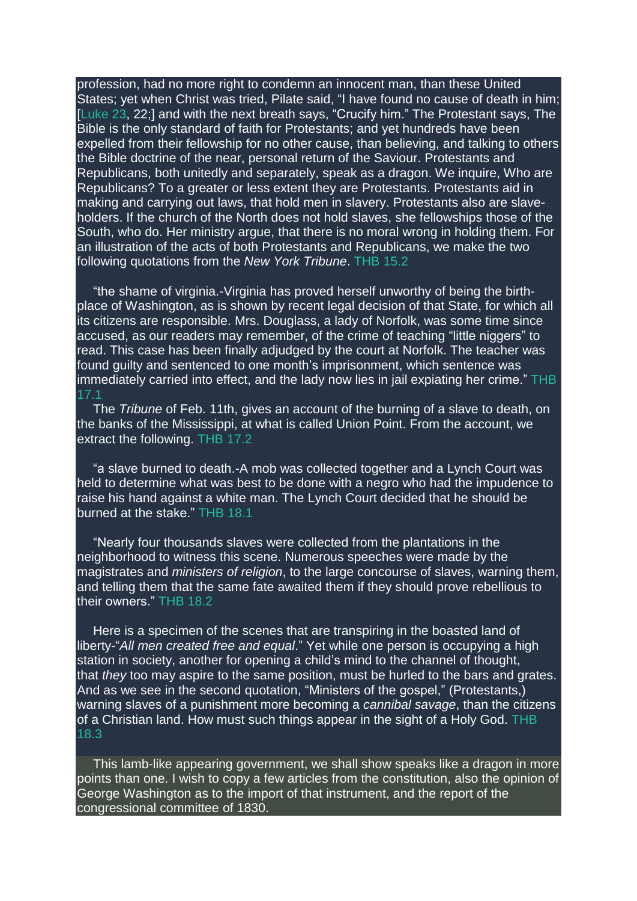profession, had no more right to condemn an innocent man, than these United States; yet when Christ was tried, Pilate said, "I have found no cause of death in him; [Luke 23, 22;] and with the next breath says, "Crucify him." The Protestant says, The Bible is the only standard of faith for Protestants; and yet hundreds have been expelled from their fellowship for no other cause, than believing, and talking to others the Bible doctrine of the near, personal return of the Saviour. Protestants and Republicans, both unitedly and separately, speak as a dragon. We inquire, Who are Republicans? To a greater or less extent they are Protestants. Protestants aid in making and carrying out laws, that hold men in slavery. Protestants also are slave-holders. If the church of the North does not hold slaves, she fellowships those of the South, who do. Her ministry argue, that there is no moral wrong in holding them. For an illustration of the acts of both Protestants and Republicans, we make the two following quotations from the *New York Tribune*. THB 15.2

"the shame of virginia.-Virginia has proved herself unworthy of being the birth-place of Washington, as is shown by recent legal decision of that State, for which all its citizens are responsible. Mrs. Douglass, a lady of Norfolk, was some time since accused, as our readers may remember, of the crime of teaching "little niggers" to read. This case has been finally adjudged by the court at Norfolk. The teacher was found guilty and sentenced to one month's imprisonment, which sentence was immediately carried into effect, and the lady now lies in jail expiating her crime." THB 17.1

The *Tribune* of Feb. 11th, gives an account of the burning of a slave to death, on the banks of the Mississippi, at what is called Union Point. From the account, we extract the following. THB 17.2

"a slave burned to death.-A mob was collected together and a Lynch Court was held to determine what was best to be done with a negro who had the impudence to raise his hand against a white man. The Lynch Court decided that he should be burned at the stake." THB 18.1

"Nearly four thousands slaves were collected from the plantations in the neighborhood to witness this scene. Numerous speeches were made by the magistrates and *ministers of religion*, to the large concourse of slaves, warning them, and telling them that the same fate awaited them if they should prove rebellious to their owners." THB 18.2

Here is a specimen of the scenes that are transpiring in the boasted land of liberty-"*All men created free and equal*." Yet while one person is occupying a high station in society, another for opening a child's mind to the channel of thought, that *they* too may aspire to the same position, must be hurled to the bars and grates. And as we see in the second quotation, "Ministers of the gospel," (Protestants,) warning slaves of a punishment more becoming a *cannibal savage*, than the citizens of a Christian land. How must such things appear in the sight of a Holy God. THB 18.3

This lamb-like appearing government, we shall show speaks like a dragon in more points than one. I wish to copy a few articles from the constitution, also the opinion of George Washington as to the import of that instrument, and the report of the congressional committee of 1830.